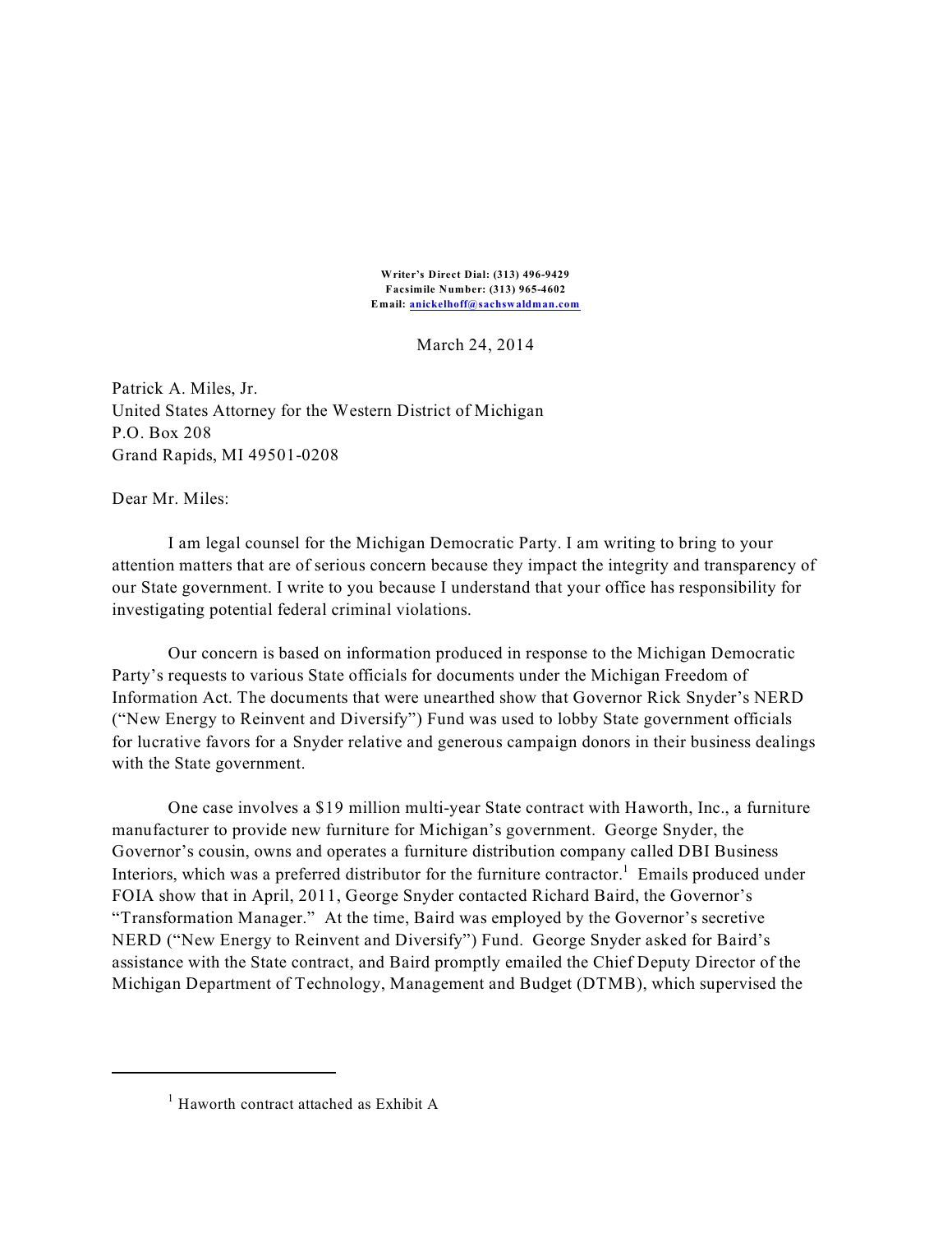**Writer's Direct Dial: (313) 496-9429**
**Facsimile Number: (313) 965-4602**
**Email: anickelhoff@sachswaldman.com**

March 24, 2014

Patrick A. Miles, Jr.
United States Attorney for the Western District of Michigan
P.O. Box 208
Grand Rapids, MI 49501-0208

Dear Mr. Miles:

I am legal counsel for the Michigan Democratic Party. I am writing to bring to your attention matters that are of serious concern because they impact the integrity and transparency of our State government. I write to you because I understand that your office has responsibility for investigating potential federal criminal violations.

Our concern is based on information produced in response to the Michigan Democratic Party's requests to various State officials for documents under the Michigan Freedom of Information Act. The documents that were unearthed show that Governor Rick Snyder's NERD ("New Energy to Reinvent and Diversify") Fund was used to lobby State government officials for lucrative favors for a Snyder relative and generous campaign donors in their business dealings with the State government.

One case involves a $19 million multi-year State contract with Haworth, Inc., a furniture manufacturer to provide new furniture for Michigan's government. George Snyder, the Governor's cousin, owns and operates a furniture distribution company called DBI Business Interiors, which was a preferred distributor for the furniture contractor.[1] Emails produced under FOIA show that in April, 2011, George Snyder contacted Richard Baird, the Governor's "Transformation Manager." At the time, Baird was employed by the Governor's secretive NERD ("New Energy to Reinvent and Diversify") Fund. George Snyder asked for Baird's assistance with the State contract, and Baird promptly emailed the Chief Deputy Director of the Michigan Department of Technology, Management and Budget (DTMB), which supervised the

[1] Haworth contract attached as Exhibit A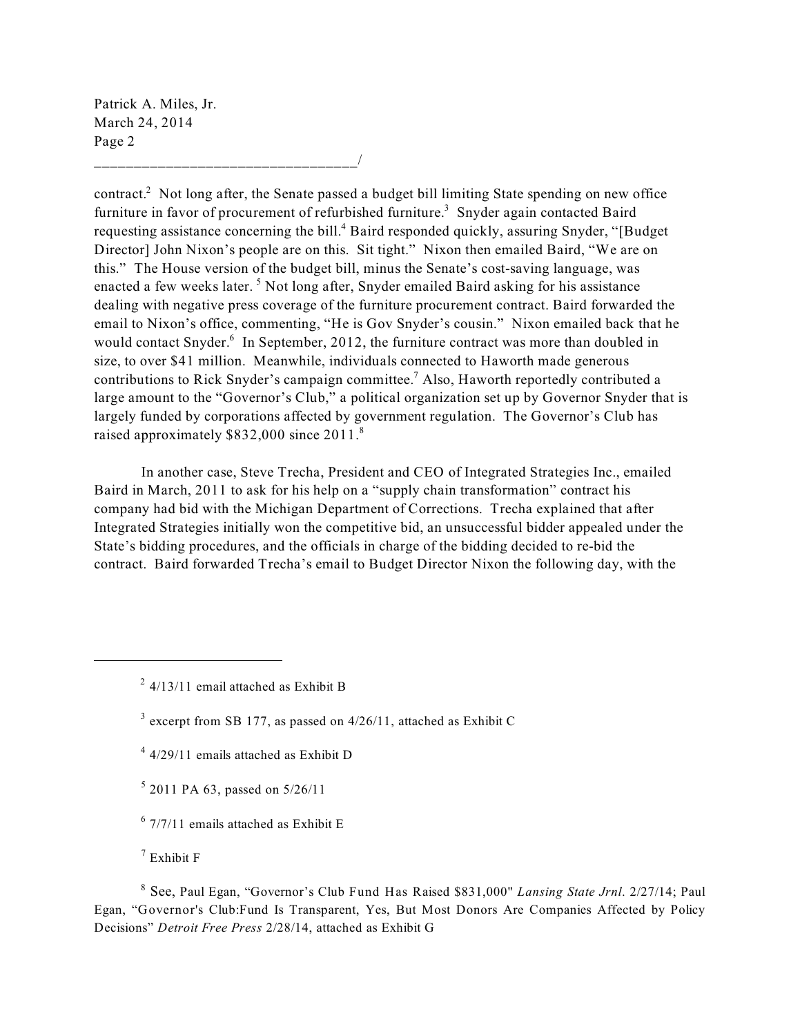contract.[2] Not long after, the Senate passed a budget bill limiting State spending on new office furniture in favor of procurement of refurbished furniture.[3] Snyder again contacted Baird requesting assistance concerning the bill.[4] Baird responded quickly, assuring Snyder, "[Budget Director] John Nixon's people are on this. Sit tight." Nixon then emailed Baird, "We are on this." The House version of the budget bill, minus the Senate's cost-saving language, was enacted a few weeks later.[5] Not long after, Snyder emailed Baird asking for his assistance dealing with negative press coverage of the furniture procurement contract. Baird forwarded the email to Nixon's office, commenting, "He is Gov Snyder's cousin." Nixon emailed back that he would contact Snyder.[6] In September, 2012, the furniture contract was more than doubled in size, to over $41 million. Meanwhile, individuals connected to Haworth made generous contributions to Rick Snyder's campaign committee.[7] Also, Haworth reportedly contributed a large amount to the "Governor's Club," a political organization set up by Governor Snyder that is largely funded by corporations affected by government regulation. The Governor's Club has raised approximately $832,000 since 2011.[8]

In another case, Steve Trecha, President and CEO of Integrated Strategies Inc., emailed Baird in March, 2011 to ask for his help on a "supply chain transformation" contract his company had bid with the Michigan Department of Corrections. Trecha explained that after Integrated Strategies initially won the competitive bid, an unsuccessful bidder appealed under the State's bidding procedures, and the officials in charge of the bidding decided to re-bid the contract. Baird forwarded Trecha's email to Budget Director Nixon the following day, with the

---

[2] 4/13/11 email attached as Exhibit B

[3] excerpt from SB 177, as passed on 4/26/11, attached as Exhibit C

[4] 4/29/11 emails attached as Exhibit D

[5] 2011 PA 63, passed on 5/26/11

[6] 7/7/11 emails attached as Exhibit E

[7] Exhibit F

[8] See, Paul Egan, "Governor's Club Fund Has Raised $831,000" *Lansing State Jrnl.* 2/27/14; Paul Egan, "Governor's Club:Fund Is Transparent, Yes, But Most Donors Are Companies Affected by Policy Decisions" *Detroit Free Press* 2/28/14, attached as Exhibit G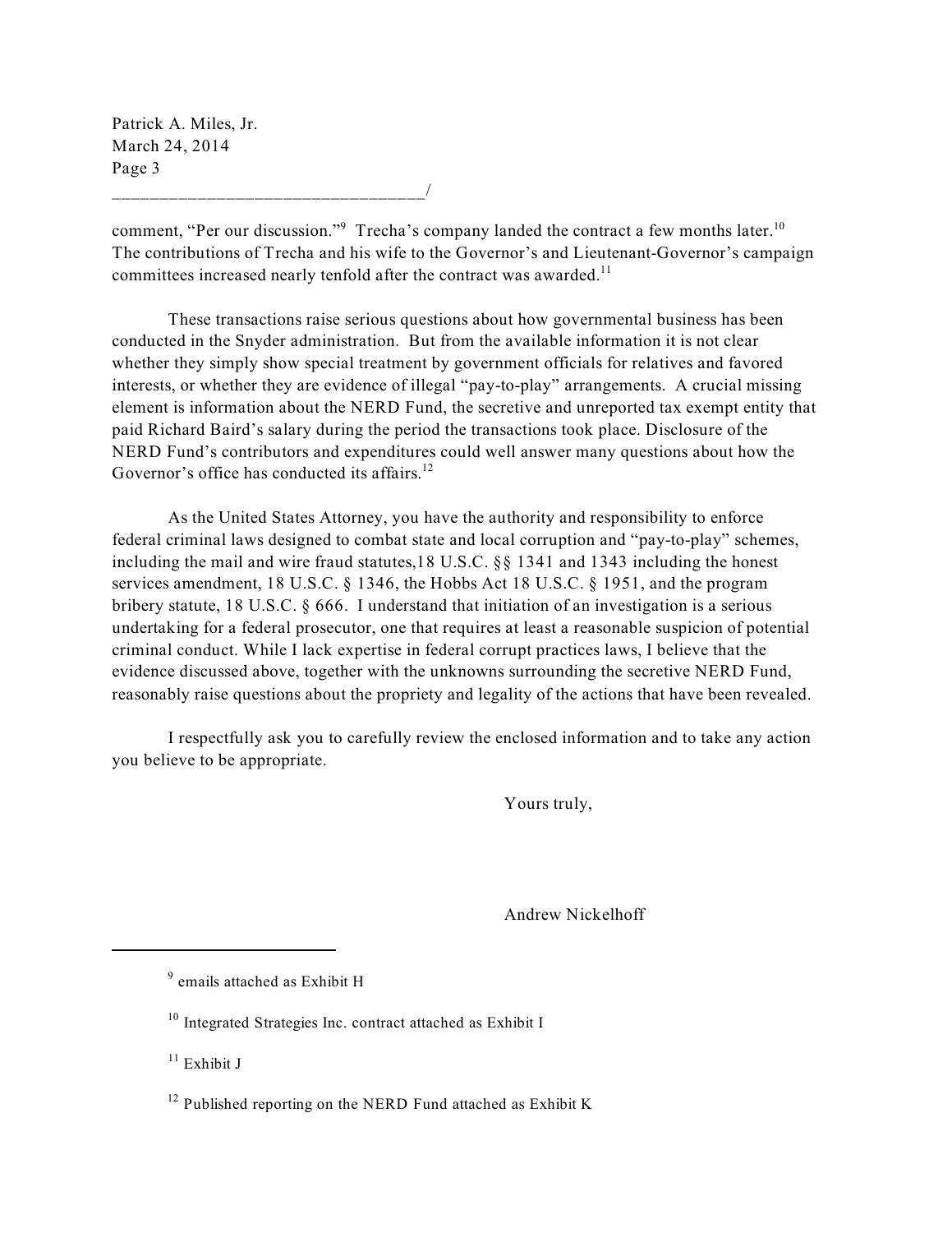comment, "Per our discussion."[9] Trecha's company landed the contract a few months later.[10] The contributions of Trecha and his wife to the Governor's and Lieutenant-Governor's campaign committees increased nearly tenfold after the contract was awarded.[11]

These transactions raise serious questions about how governmental business has been conducted in the Snyder administration. But from the available information it is not clear whether they simply show special treatment by government officials for relatives and favored interests, or whether they are evidence of illegal "pay-to-play" arrangements. A crucial missing element is information about the NERD Fund, the secretive and unreported tax exempt entity that paid Richard Baird's salary during the period the transactions took place. Disclosure of the NERD Fund's contributors and expenditures could well answer many questions about how the Governor's office has conducted its affairs.[12]

As the United States Attorney, you have the authority and responsibility to enforce federal criminal laws designed to combat state and local corruption and "pay-to-play" schemes, including the mail and wire fraud statutes,18 U.S.C. §§ 1341 and 1343 including the honest services amendment, 18 U.S.C. § 1346, the Hobbs Act 18 U.S.C. § 1951, and the program bribery statute, 18 U.S.C. § 666. I understand that initiation of an investigation is a serious undertaking for a federal prosecutor, one that requires at least a reasonable suspicion of potential criminal conduct. While I lack expertise in federal corrupt practices laws, I believe that the evidence discussed above, together with the unknowns surrounding the secretive NERD Fund, reasonably raise questions about the propriety and legality of the actions that have been revealed.

I respectfully ask you to carefully review the enclosed information and to take any action you believe to be appropriate.

Yours truly,

Andrew Nickelhoff

---

[9] emails attached as Exhibit H

[10] Integrated Strategies Inc. contract attached as Exhibit I

[11] Exhibit J

[12] Published reporting on the NERD Fund attached as Exhibit K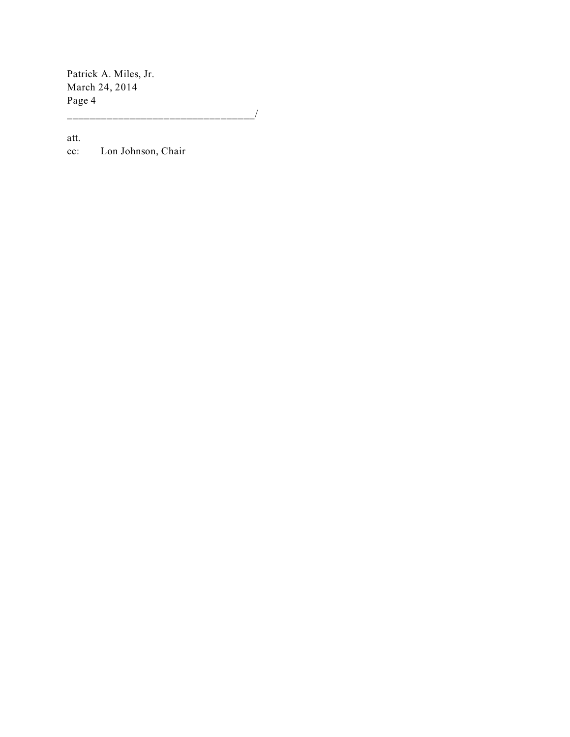________________________________/

att.

cc: Lon Johnson, Chair